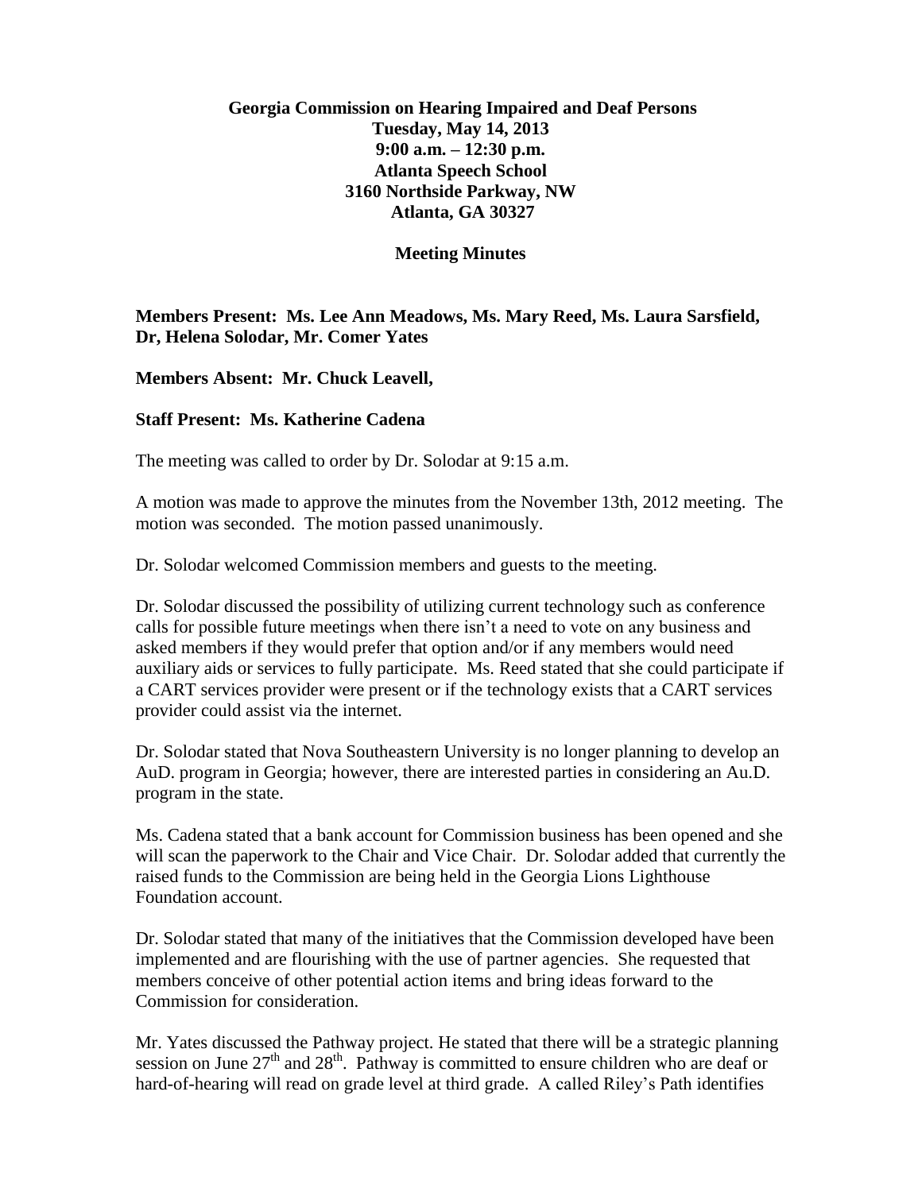**Georgia Commission on Hearing Impaired and Deaf Persons**
**Tuesday, May 14, 2013**
**9:00 a.m. – 12:30 p.m.**
**Atlanta Speech School**
**3160 Northside Parkway, NW**
**Atlanta, GA 30327**

**Meeting Minutes**

**Members Present: Ms. Lee Ann Meadows, Ms. Mary Reed, Ms. Laura Sarsfield, Dr, Helena Solodar, Mr. Comer Yates**

**Members Absent: Mr. Chuck Leavell,**

**Staff Present: Ms. Katherine Cadena**

The meeting was called to order by Dr. Solodar at 9:15 a.m.

A motion was made to approve the minutes from the November 13th, 2012 meeting. The motion was seconded. The motion passed unanimously.

Dr. Solodar welcomed Commission members and guests to the meeting.

Dr. Solodar discussed the possibility of utilizing current technology such as conference calls for possible future meetings when there isn't a need to vote on any business and asked members if they would prefer that option and/or if any members would need auxiliary aids or services to fully participate. Ms. Reed stated that she could participate if a CART services provider were present or if the technology exists that a CART services provider could assist via the internet.

Dr. Solodar stated that Nova Southeastern University is no longer planning to develop an AuD. program in Georgia; however, there are interested parties in considering an Au.D. program in the state.

Ms. Cadena stated that a bank account for Commission business has been opened and she will scan the paperwork to the Chair and Vice Chair. Dr. Solodar added that currently the raised funds to the Commission are being held in the Georgia Lions Lighthouse Foundation account.

Dr. Solodar stated that many of the initiatives that the Commission developed have been implemented and are flourishing with the use of partner agencies. She requested that members conceive of other potential action items and bring ideas forward to the Commission for consideration.

Mr. Yates discussed the Pathway project. He stated that there will be a strategic planning session on June 27th and 28th. Pathway is committed to ensure children who are deaf or hard-of-hearing will read on grade level at third grade. A called Riley's Path identifies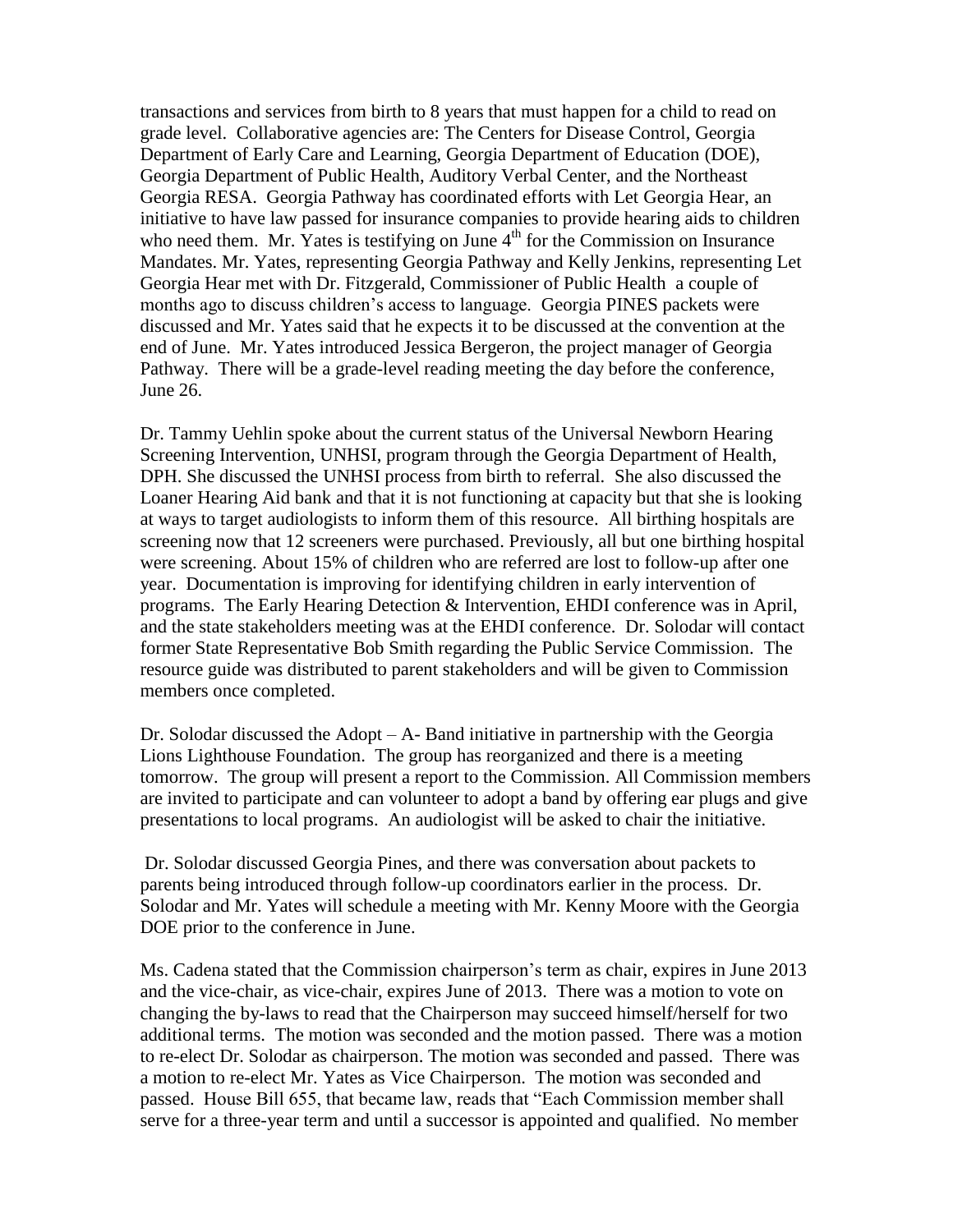transactions and services from birth to 8 years that must happen for a child to read on grade level. Collaborative agencies are: The Centers for Disease Control, Georgia Department of Early Care and Learning, Georgia Department of Education (DOE), Georgia Department of Public Health, Auditory Verbal Center, and the Northeast Georgia RESA. Georgia Pathway has coordinated efforts with Let Georgia Hear, an initiative to have law passed for insurance companies to provide hearing aids to children who need them. Mr. Yates is testifying on June 4th for the Commission on Insurance Mandates. Mr. Yates, representing Georgia Pathway and Kelly Jenkins, representing Let Georgia Hear met with Dr. Fitzgerald, Commissioner of Public Health a couple of months ago to discuss children's access to language. Georgia PINES packets were discussed and Mr. Yates said that he expects it to be discussed at the convention at the end of June. Mr. Yates introduced Jessica Bergeron, the project manager of Georgia Pathway. There will be a grade-level reading meeting the day before the conference, June 26.

Dr. Tammy Uehlin spoke about the current status of the Universal Newborn Hearing Screening Intervention, UNHSI, program through the Georgia Department of Health, DPH. She discussed the UNHSI process from birth to referral. She also discussed the Loaner Hearing Aid bank and that it is not functioning at capacity but that she is looking at ways to target audiologists to inform them of this resource. All birthing hospitals are screening now that 12 screeners were purchased. Previously, all but one birthing hospital were screening. About 15% of children who are referred are lost to follow-up after one year. Documentation is improving for identifying children in early intervention of programs. The Early Hearing Detection & Intervention, EHDI conference was in April, and the state stakeholders meeting was at the EHDI conference. Dr. Solodar will contact former State Representative Bob Smith regarding the Public Service Commission. The resource guide was distributed to parent stakeholders and will be given to Commission members once completed.

Dr. Solodar discussed the Adopt – A- Band initiative in partnership with the Georgia Lions Lighthouse Foundation. The group has reorganized and there is a meeting tomorrow. The group will present a report to the Commission. All Commission members are invited to participate and can volunteer to adopt a band by offering ear plugs and give presentations to local programs. An audiologist will be asked to chair the initiative.

Dr. Solodar discussed Georgia Pines, and there was conversation about packets to parents being introduced through follow-up coordinators earlier in the process. Dr. Solodar and Mr. Yates will schedule a meeting with Mr. Kenny Moore with the Georgia DOE prior to the conference in June.

Ms. Cadena stated that the Commission chairperson's term as chair, expires in June 2013 and the vice-chair, as vice-chair, expires June of 2013. There was a motion to vote on changing the by-laws to read that the Chairperson may succeed himself/herself for two additional terms. The motion was seconded and the motion passed. There was a motion to re-elect Dr. Solodar as chairperson. The motion was seconded and passed. There was a motion to re-elect Mr. Yates as Vice Chairperson. The motion was seconded and passed. House Bill 655, that became law, reads that "Each Commission member shall serve for a three-year term and until a successor is appointed and qualified. No member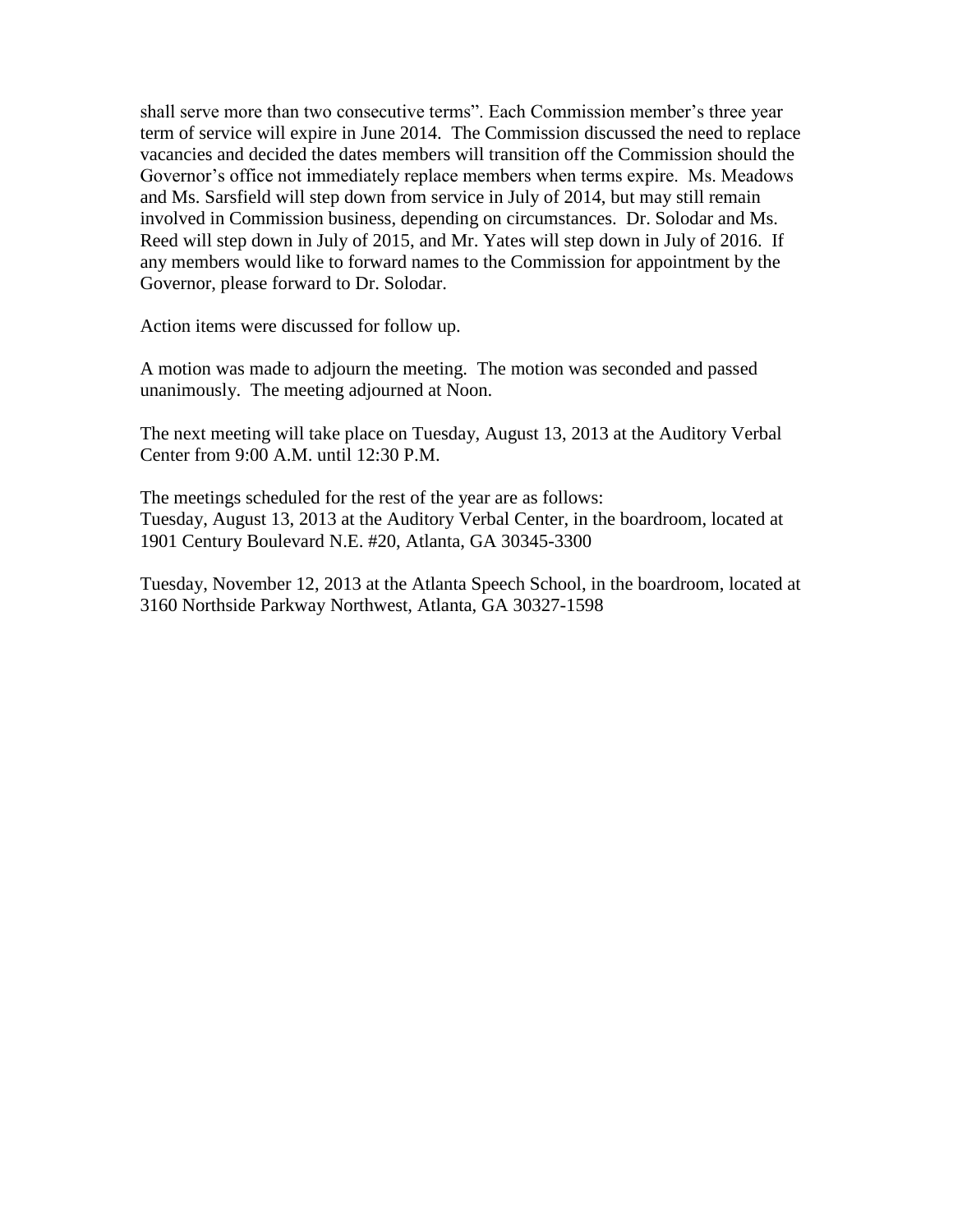shall serve more than two consecutive terms". Each Commission member's three year term of service will expire in June 2014. The Commission discussed the need to replace vacancies and decided the dates members will transition off the Commission should the Governor's office not immediately replace members when terms expire. Ms. Meadows and Ms. Sarsfield will step down from service in July of 2014, but may still remain involved in Commission business, depending on circumstances. Dr. Solodar and Ms. Reed will step down in July of 2015, and Mr. Yates will step down in July of 2016. If any members would like to forward names to the Commission for appointment by the Governor, please forward to Dr. Solodar.

Action items were discussed for follow up.

A motion was made to adjourn the meeting. The motion was seconded and passed unanimously. The meeting adjourned at Noon.

The next meeting will take place on Tuesday, August 13, 2013 at the Auditory Verbal Center from 9:00 A.M. until 12:30 P.M.

The meetings scheduled for the rest of the year are as follows:
Tuesday, August 13, 2013 at the Auditory Verbal Center, in the boardroom, located at 1901 Century Boulevard N.E. #20, Atlanta, GA 30345-3300

Tuesday, November 12, 2013 at the Atlanta Speech School, in the boardroom, located at 3160 Northside Parkway Northwest, Atlanta, GA 30327-1598